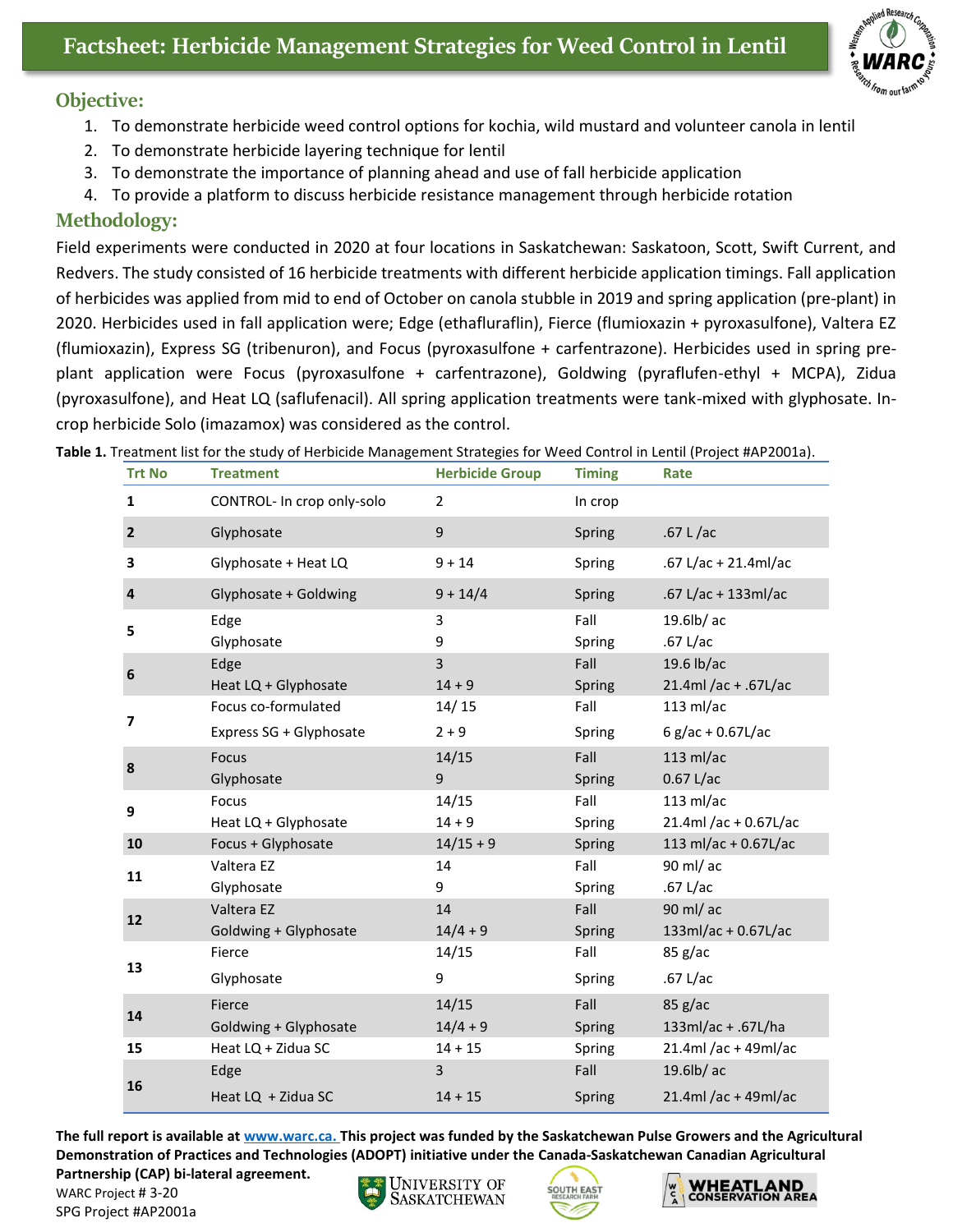# Factsheet: Herbicide Management Strategies for Weed Control in Lentil

## Objective:

1. To demonstrate herbicide weed control options for kochia, wild mustard and volunteer canola in lentil
2. To demonstrate herbicide layering technique for lentil
3. To demonstrate the importance of planning ahead and use of fall herbicide application
4. To provide a platform to discuss herbicide resistance management through herbicide rotation

## Methodology:

Field experiments were conducted in 2020 at four locations in Saskatchewan: Saskatoon, Scott, Swift Current, and Redvers. The study consisted of 16 herbicide treatments with different herbicide application timings. Fall application of herbicides was applied from mid to end of October on canola stubble in 2019 and spring application (pre-plant) in 2020. Herbicides used in fall application were; Edge (ethafluraflin), Fierce (flumioxazin + pyroxasulfone), Valtera EZ (flumioxazin), Express SG (tribenuron), and Focus (pyroxasulfone + carfentrazone). Herbicides used in spring pre-plant application were Focus (pyroxasulfone + carfentrazone), Goldwing (pyraflufen-ethyl + MCPA), Zidua (pyroxasulfone), and Heat LQ (saflufenacil). All spring application treatments were tank-mixed with glyphosate. In-crop herbicide Solo (imazamox) was considered as the control.

**Table 1.** Treatment list for the study of Herbicide Management Strategies for Weed Control in Lentil (Project #AP2001a).

| Trt No | Treatment | Herbicide Group | Timing | Rate |
|---|---|---|---|---|
| **1** | CONTROL- In crop only-solo | 2 | In crop | |
| **2** | Glyphosate | 9 | Spring | .67 L /ac |
| **3** | Glyphosate + Heat LQ | 9 + 14 | Spring | .67 L/ac + 21.4ml/ac |
| **4** | Glyphosate + Goldwing | 9 + 14/4 | Spring | .67 L/ac + 133ml/ac |
| **5** | Edge | 3 | Fall | 19.6lb/ ac |
| | Glyphosate | 9 | Spring | .67 L/ac |
| **6** | Edge | 3 | Fall | 19.6 lb/ac |
| | Heat LQ + Glyphosate | 14 + 9 | Spring | 21.4ml /ac + .67L/ac |
| **7** | Focus co-formulated | 14/ 15 | Fall | 113 ml/ac |
| | Express SG + Glyphosate | 2 + 9 | Spring | 6 g/ac + 0.67L/ac |
| **8** | Focus | 14/15 | Fall | 113 ml/ac |
| | Glyphosate | 9 | Spring | 0.67 L/ac |
| **9** | Focus | 14/15 | Fall | 113 ml/ac |
| | Heat LQ + Glyphosate | 14 + 9 | Spring | 21.4ml /ac + 0.67L/ac |
| **10** | Focus + Glyphosate | 14/15 + 9 | Spring | 113 ml/ac + 0.67L/ac |
| **11** | Valtera EZ | 14 | Fall | 90 ml/ ac |
| | Glyphosate | 9 | Spring | .67 L/ac |
| **12** | Valtera EZ | 14 | Fall | 90 ml/ ac |
| | Goldwing + Glyphosate | 14/4 + 9 | Spring | 133ml/ac + 0.67L/ac |
| **13** | Fierce | 14/15 | Fall | 85 g/ac |
| | Glyphosate | 9 | Spring | .67 L/ac |
| **14** | Fierce | 14/15 | Fall | 85 g/ac |
| | Goldwing + Glyphosate | 14/4 + 9 | Spring | 133ml/ac + .67L/ha |
| **15** | Heat LQ + Zidua SC | 14 + 15 | Spring | 21.4ml /ac + 49ml/ac |
| **16** | Edge | 3 | Fall | 19.6lb/ ac |
| | Heat LQ + Zidua SC | 14 + 15 | Spring | 21.4ml /ac + 49ml/ac |

**The full report is available at www.warc.ca. This project was funded by the Saskatchewan Pulse Growers and the Agricultural Demonstration of Practices and Technologies (ADOPT) initiative under the Canada-Saskatchewan Canadian Agricultural Partnership (CAP) bi-lateral agreement.**

WARC Project # 3-20
SPG Project #AP2001a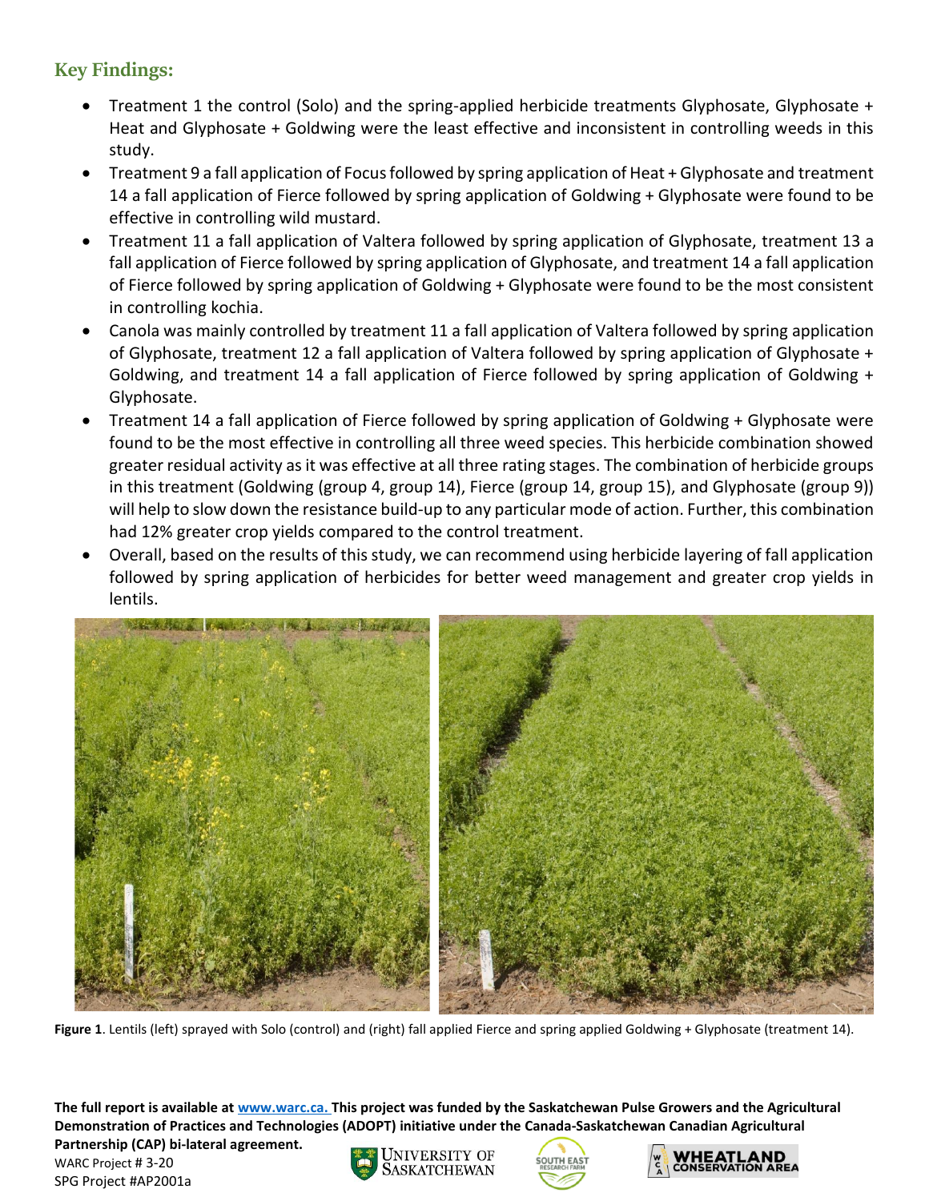## Key Findings:

- Treatment 1 the control (Solo) and the spring-applied herbicide treatments Glyphosate, Glyphosate + Heat and Glyphosate + Goldwing were the least effective and inconsistent in controlling weeds in this study.
- Treatment 9 a fall application of Focus followed by spring application of Heat + Glyphosate and treatment 14 a fall application of Fierce followed by spring application of Goldwing + Glyphosate were found to be effective in controlling wild mustard.
- Treatment 11 a fall application of Valtera followed by spring application of Glyphosate, treatment 13 a fall application of Fierce followed by spring application of Glyphosate, and treatment 14 a fall application of Fierce followed by spring application of Goldwing + Glyphosate were found to be the most consistent in controlling kochia.
- Canola was mainly controlled by treatment 11 a fall application of Valtera followed by spring application of Glyphosate, treatment 12 a fall application of Valtera followed by spring application of Glyphosate + Goldwing, and treatment 14 a fall application of Fierce followed by spring application of Goldwing + Glyphosate.
- Treatment 14 a fall application of Fierce followed by spring application of Goldwing + Glyphosate were found to be the most effective in controlling all three weed species. This herbicide combination showed greater residual activity as it was effective at all three rating stages. The combination of herbicide groups in this treatment (Goldwing (group 4, group 14), Fierce (group 14, group 15), and Glyphosate (group 9)) will help to slow down the resistance build-up to any particular mode of action. Further, this combination had 12% greater crop yields compared to the control treatment.
- Overall, based on the results of this study, we can recommend using herbicide layering of fall application followed by spring application of herbicides for better weed management and greater crop yields in lentils.

**Figure 1**. Lentils (left) sprayed with Solo (control) and (right) fall applied Fierce and spring applied Goldwing + Glyphosate (treatment 14).

**The full report is available at www.warc.ca. This project was funded by the Saskatchewan Pulse Growers and the Agricultural Demonstration of Practices and Technologies (ADOPT) initiative under the Canada-Saskatchewan Canadian Agricultural Partnership (CAP) bi-lateral agreement.**

WARC Project # 3-20

SPG Project #AP2001a